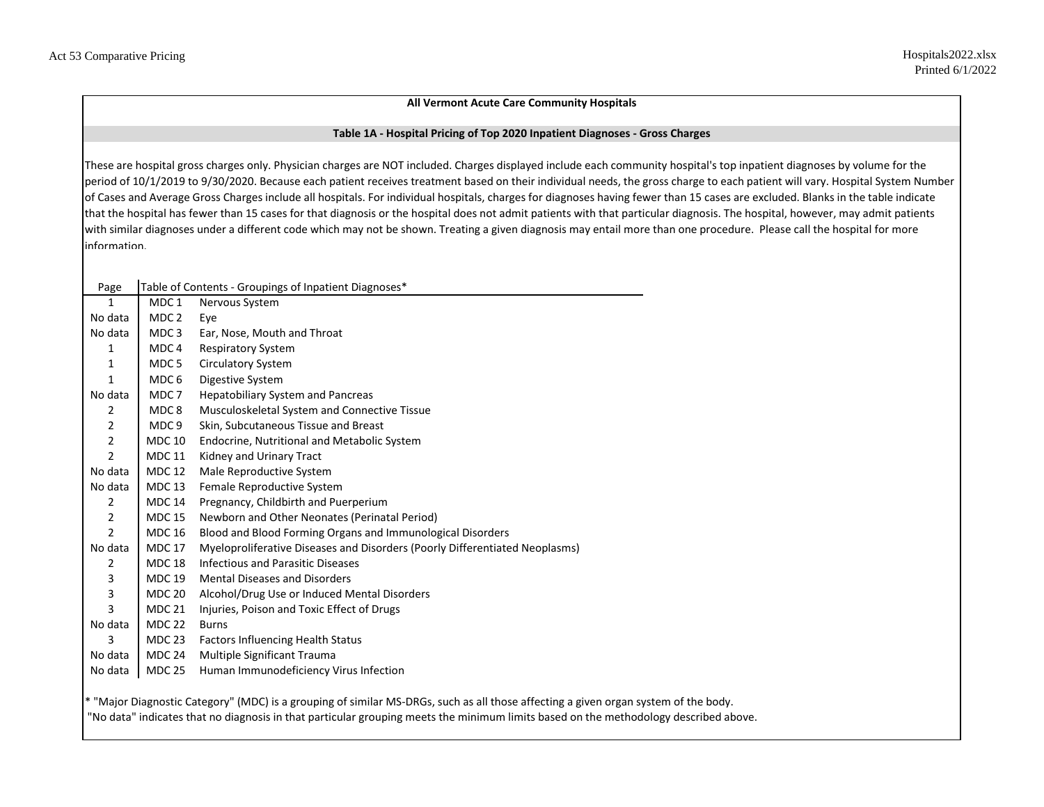## All Vermont Acute Care Community Hospitals

### Table 1A - Hospital Pricing of Top 2020 Inpatient Diagnoses - Gross Charges

These are hospital gross charges only. Physician charges are NOT included. Charges displayed include each community hospital's top inpatient diagnoses by volume for the period of 10/1/2019 to 9/30/2020. Because each patient receives treatment based on their individual needs, the gross charge to each patient will vary. Hospital System Number of Cases and Average Gross Charges include all hospitals. For individual hospitals, charges for diagnoses having fewer than 15 cases are excluded. Blanks in the table indicate that the hospital has fewer than 15 cases for that diagnosis or the hospital does not admit patients with that particular diagnosis. The hospital, however, may admit patients with similar diagnoses under a different code which may not be shown. Treating a given diagnosis may entail more than one procedure. Please call the hospital for more information.

| Page | Table of Contents - Groupings of Inpatient Diagnoses* | |
|---|---|---|
| 1 | MDC 1 | Nervous System |
| No data | MDC 2 | Eye |
| No data | MDC 3 | Ear, Nose, Mouth and Throat |
| 1 | MDC 4 | Respiratory System |
| 1 | MDC 5 | Circulatory System |
| 1 | MDC 6 | Digestive System |
| No data | MDC 7 | Hepatobiliary System and Pancreas |
| 2 | MDC 8 | Musculoskeletal System and Connective Tissue |
| 2 | MDC 9 | Skin, Subcutaneous Tissue and Breast |
| 2 | MDC 10 | Endocrine, Nutritional and Metabolic System |
| 2 | MDC 11 | Kidney and Urinary Tract |
| No data | MDC 12 | Male Reproductive System |
| No data | MDC 13 | Female Reproductive System |
| 2 | MDC 14 | Pregnancy, Childbirth and Puerperium |
| 2 | MDC 15 | Newborn and Other Neonates (Perinatal Period) |
| 2 | MDC 16 | Blood and Blood Forming Organs and Immunological Disorders |
| No data | MDC 17 | Myeloproliferative Diseases and Disorders (Poorly Differentiated Neoplasms) |
| 2 | MDC 18 | Infectious and Parasitic Diseases |
| 3 | MDC 19 | Mental Diseases and Disorders |
| 3 | MDC 20 | Alcohol/Drug Use or Induced Mental Disorders |
| 3 | MDC 21 | Injuries, Poison and Toxic Effect of Drugs |
| No data | MDC 22 | Burns |
| 3 | MDC 23 | Factors Influencing Health Status |
| No data | MDC 24 | Multiple Significant Trauma |
| No data | MDC 25 | Human Immunodeficiency Virus Infection |

* "Major Diagnostic Category" (MDC) is a grouping of similar MS-DRGs, such as all those affecting a given organ system of the body.
"No data" indicates that no diagnosis in that particular grouping meets the minimum limits based on the methodology described above.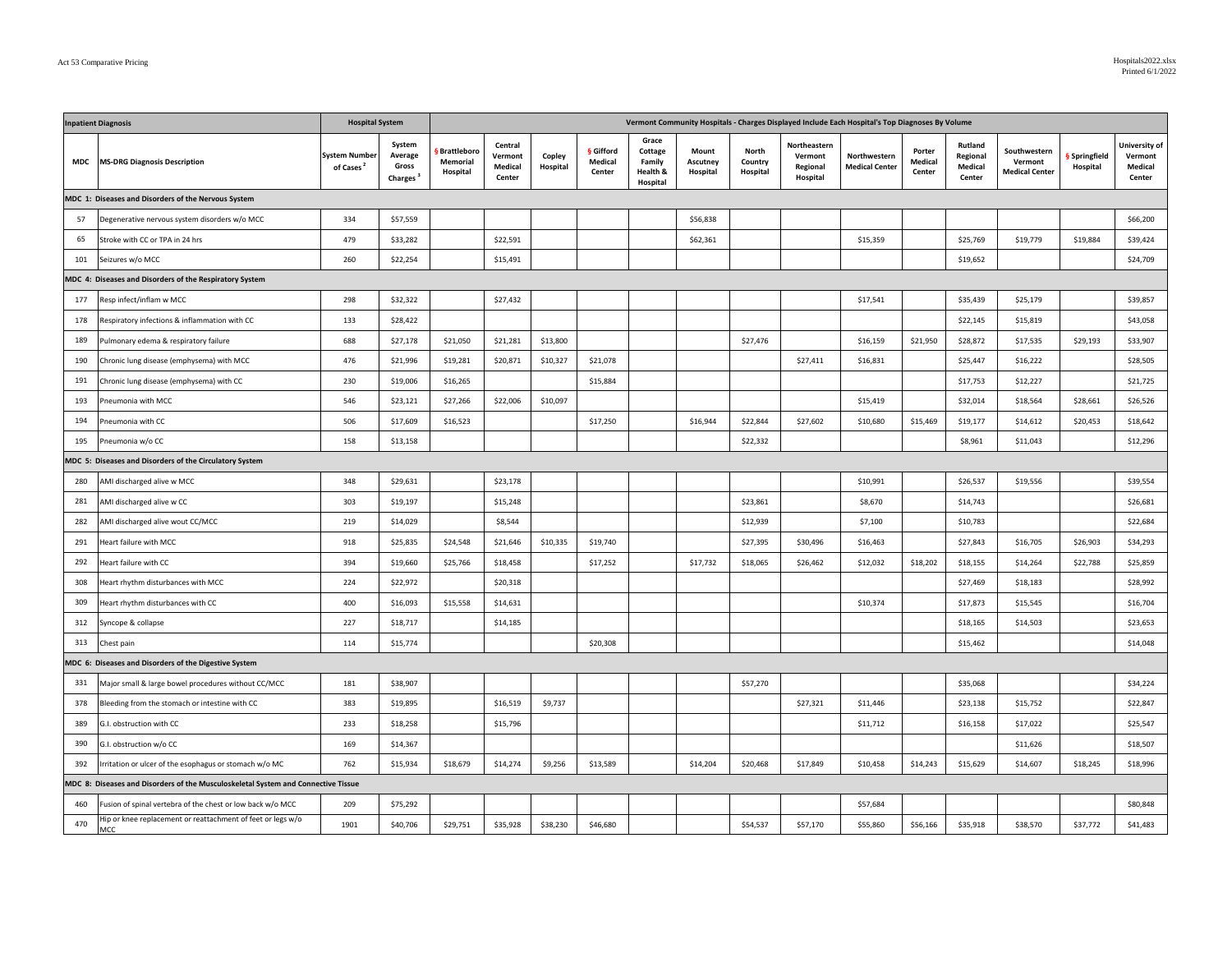| Inpatient Diagnosis | | Hospital System | | Vermont Community Hospitals - Charges Displayed Include Each Hospital's Top Diagnoses By Volume | | | | | | | | | | | | | |
|---|---|---|---|---|---|---|---|---|---|---|---|---|---|---|---|---|---|
| MDC | MS-DRG Diagnosis Description | System Number of Cases [2] | System Average Gross Charges [3] | § Brattleboro Memorial Hospital | Central Vermont Medical Center | Copley Hospital | § Gifford Medical Center | Grace Cottage Family Health & Hospital | Mount Ascutney Hospital | North Country Hospital | Northeastern Vermont Regional Hospital | Northwestern Medical Center | Porter Medical Center | Rutland Regional Medical Center | Southwestern Vermont Medical Center | § Springfield Hospital | University of Vermont Medical Center |
| **MDC 1: Diseases and Disorders of the Nervous System** | | | | | | | | | | | | | | | | | |
| 57 | Degenerative nervous system disorders w/o MCC | 334 | $57,559 | | | | | | $56,838 | | | | | | | | $66,200 |
| 65 | Stroke with CC or TPA in 24 hrs | 479 | $33,282 | | $22,591 | | | | $62,361 | | | $15,359 | | $25,769 | $19,779 | $19,884 | $39,424 |
| 101 | Seizures w/o MCC | 260 | $22,254 | | $15,491 | | | | | | | | | $19,652 | | | $24,709 |
| **MDC 4: Diseases and Disorders of the Respiratory System** | | | | | | | | | | | | | | | | | |
| 177 | Resp infect/inflam w MCC | 298 | $32,322 | | $27,432 | | | | | | | $17,541 | | $35,439 | $25,179 | | $39,857 |
| 178 | Respiratory infections & inflammation with CC | 133 | $28,422 | | | | | | | | | | | $22,145 | $15,819 | | $43,058 |
| 189 | Pulmonary edema & respiratory failure | 688 | $27,178 | $21,050 | $21,281 | $13,800 | | | | $27,476 | | $16,159 | $21,950 | $28,872 | $17,535 | $29,193 | $33,907 |
| 190 | Chronic lung disease (emphysema) with MCC | 476 | $21,996 | $19,281 | $20,871 | $10,327 | $21,078 | | | | $27,411 | $16,831 | | $25,447 | $16,222 | | $28,505 |
| 191 | Chronic lung disease (emphysema) with CC | 230 | $19,006 | $16,265 | | | $15,884 | | | | | | | $17,753 | $12,227 | | $21,725 |
| 193 | Pneumonia with MCC | 546 | $23,121 | $27,266 | $22,006 | $10,097 | | | | | | $15,419 | | $32,014 | $18,564 | $28,661 | $26,526 |
| 194 | Pneumonia with CC | 506 | $17,609 | $16,523 | | | $17,250 | | $16,944 | $22,844 | $27,602 | $10,680 | $15,469 | $19,177 | $14,612 | $20,453 | $18,642 |
| 195 | Pneumonia w/o CC | 158 | $13,158 | | | | | | | $22,332 | | | | $8,961 | $11,043 | | $12,296 |
| **MDC 5: Diseases and Disorders of the Circulatory System** | | | | | | | | | | | | | | | | | |
| 280 | AMI discharged alive w MCC | 348 | $29,631 | | $23,178 | | | | | | | $10,991 | | $26,537 | $19,556 | | $39,554 |
| 281 | AMI discharged alive w CC | 303 | $19,197 | | $15,248 | | | | | $23,861 | | $8,670 | | $14,743 | | | $26,681 |
| 282 | AMI discharged alive wout CC/MCC | 219 | $14,029 | | $8,544 | | | | | $12,939 | | $7,100 | | $10,783 | | | $22,684 |
| 291 | Heart failure with MCC | 918 | $25,835 | $24,548 | $21,646 | $10,335 | $19,740 | | | $27,395 | $30,496 | $16,463 | | $27,843 | $16,705 | $26,903 | $34,293 |
| 292 | Heart failure with CC | 394 | $19,660 | $25,766 | $18,458 | | $17,252 | | $17,732 | $18,065 | $26,462 | $12,032 | $18,202 | $18,155 | $14,264 | $22,788 | $25,859 |
| 308 | Heart rhythm disturbances with MCC | 224 | $22,972 | | $20,318 | | | | | | | | | $27,469 | $18,183 | | $28,992 |
| 309 | Heart rhythm disturbances with CC | 400 | $16,093 | $15,558 | $14,631 | | | | | | | $10,374 | | $17,873 | $15,545 | | $16,704 |
| 312 | Syncope & collapse | 227 | $18,717 | | $14,185 | | | | | | | | | $18,165 | $14,503 | | $23,653 |
| 313 | Chest pain | 114 | $15,774 | | | | $20,308 | | | | | | | $15,462 | | | $14,048 |
| **MDC 6: Diseases and Disorders of the Digestive System** | | | | | | | | | | | | | | | | | |
| 331 | Major small & large bowel procedures without CC/MCC | 181 | $38,907 | | | | | | | $57,270 | | | | $35,068 | | | $34,224 |
| 378 | Bleeding from the stomach or intestine with CC | 383 | $19,895 | | $16,519 | $9,737 | | | | | $27,321 | $11,446 | | $23,138 | $15,752 | | $22,847 |
| 389 | G.I. obstruction with CC | 233 | $18,258 | | $15,796 | | | | | | | $11,712 | | $16,158 | $17,022 | | $25,547 |
| 390 | G.I. obstruction w/o CC | 169 | $14,367 | | | | | | | | | | | | $11,626 | | $18,507 |
| 392 | Irritation or ulcer of the esophagus or stomach w/o MC | 762 | $15,934 | $18,679 | $14,274 | $9,256 | $13,589 | | $14,204 | $20,468 | $17,849 | $10,458 | $14,243 | $15,629 | $14,607 | $18,245 | $18,996 |
| **MDC 8: Diseases and Disorders of the Musculoskeletal System and Connective Tissue** | | | | | | | | | | | | | | | | | |
| 460 | Fusion of spinal vertebra of the chest or low back w/o MCC | 209 | $75,292 | | | | | | | | | $57,684 | | | | | $80,848 |
| 470 | Hip or knee replacement or reattachment of feet or legs w/o MCC | 1901 | $40,706 | $29,751 | $35,928 | $38,230 | $46,680 | | | $54,537 | $57,170 | $55,860 | $56,166 | $35,918 | $38,570 | $37,772 | $41,483 |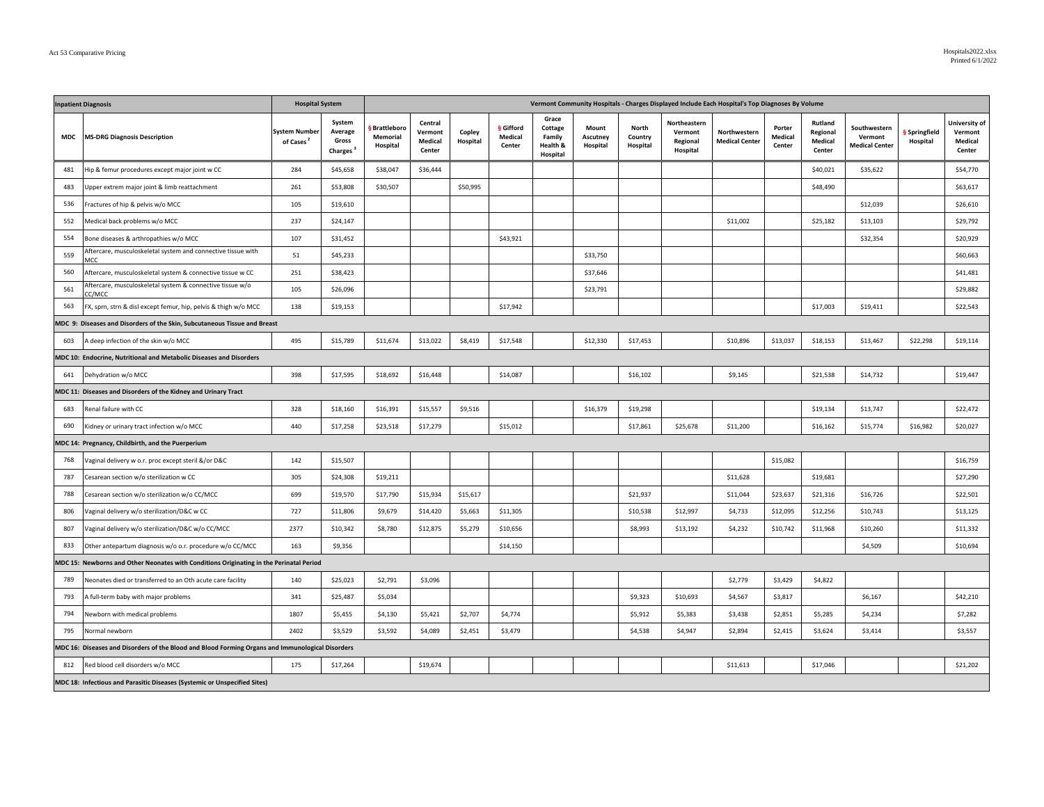| Inpatient Diagnosis | | Hospital System | | Vermont Community Hospitals - Charges Displayed Include Each Hospital's Top Diagnoses By Volume | | | | | | | | | | | | | |
|---|---|---|---|---|---|---|---|---|---|---|---|---|---|---|---|---|---|
| MDC | MS-DRG Diagnosis Description | System Number of Cases [2] | System Average Gross Charges [3] | § Brattleboro Memorial Hospital | Central Vermont Medical Center | Copley Hospital | § Gifford Medical Center | Grace Cottage Family Health & Hospital | Mount Ascutney Hospital | North Country Hospital | Northeastern Vermont Regional Hospital | Northwestern Medical Center | Porter Medical Center | Rutland Regional Medical Center | Southwestern Vermont Medical Center | § Springfield Hospital | University of Vermont Medical Center |
| 481 | Hip & femur procedures except major joint w CC | 284 | $45,658 | $38,047 | $36,444 | | | | | | | | | $40,021 | $35,622 | | $54,770 |
| 483 | Upper extrem major joint & limb reattachment | 261 | $53,808 | $30,507 | | $50,995 | | | | | | | | $48,490 | | | $63,617 |
| 536 | Fractures of hip & pelvis w/o MCC | 105 | $19,610 | | | | | | | | | | | | $12,039 | | $26,610 |
| 552 | Medical back problems w/o MCC | 237 | $24,147 | | | | | | | | | $11,002 | | $25,182 | $13,103 | | $29,792 |
| 554 | Bone diseases & arthropathies w/o MCC | 107 | $31,452 | | | | $43,921 | | | | | | | | $32,354 | | $20,929 |
| 559 | Aftercare, musculoskeletal system and connective tissue with MCC | 51 | $45,233 | | | | | | $33,750 | | | | | | | | $60,663 |
| 560 | Aftercare, musculoskeletal system & connective tissue w CC | 251 | $38,423 | | | | | | $37,646 | | | | | | | | $41,481 |
| 561 | Aftercare, musculoskeletal system & connective tissue w/o CC/MCC | 105 | $26,096 | | | | | | $23,791 | | | | | | | | $29,882 |
| 563 | FX, sprn, strn & disl except femur, hip, pelvis & thigh w/o MCC | 138 | $19,153 | | | | $17,942 | | | | | | | $17,003 | $19,411 | | $22,543 |
| MDC 9: Diseases and Disorders of the Skin, Subcutaneous Tissue and Breast | | | | | | | | | | | | | | | | | |
| 603 | A deep infection of the skin w/o MCC | 495 | $15,789 | $11,674 | $13,022 | $8,419 | $17,548 | | $12,330 | $17,453 | | $10,896 | $13,037 | $18,153 | $13,467 | $22,298 | $19,114 |
| MDC 10: Endocrine, Nutritional and Metabolic Diseases and Disorders | | | | | | | | | | | | | | | | | |
| 641 | Dehydration w/o MCC | 398 | $17,595 | $18,692 | $16,448 | | $14,087 | | | $16,102 | | $9,145 | | $21,538 | $14,732 | | $19,447 |
| MDC 11: Diseases and Disorders of the Kidney and Urinary Tract | | | | | | | | | | | | | | | | | |
| 683 | Renal failure with CC | 328 | $18,160 | $16,391 | $15,557 | $9,516 | | | $16,379 | $19,298 | | | | $19,134 | $13,747 | | $22,472 |
| 690 | Kidney or urinary tract infection w/o MCC | 440 | $17,258 | $23,518 | $17,279 | | $15,012 | | | $17,861 | $25,678 | $11,200 | | $16,162 | $15,774 | $16,982 | $20,027 |
| MDC 14: Pregnancy, Childbirth, and the Puerperium | | | | | | | | | | | | | | | | | |
| 768 | Vaginal delivery w o.r. proc except steril &/or D&C | 142 | $15,507 | | | | | | | | | | $15,082 | | | | $16,759 |
| 787 | Cesarean section w/o sterilization w CC | 305 | $24,308 | $19,211 | | | | | | | | $11,628 | | $19,681 | | | $27,290 |
| 788 | Cesarean section w/o sterilization w/o CC/MCC | 699 | $19,570 | $17,790 | $15,934 | $15,617 | | | | $21,937 | | $11,044 | $23,637 | $21,316 | $16,726 | | $22,501 |
| 806 | Vaginal delivery w/o sterilization/D&C w CC | 727 | $11,806 | $9,679 | $14,420 | $5,663 | $11,305 | | | $10,538 | $12,997 | $4,733 | $12,095 | $12,256 | $10,743 | | $13,125 |
| 807 | Vaginal delivery w/o sterilization/D&C w/o CC/MCC | 2377 | $10,342 | $8,780 | $12,875 | $5,279 | $10,656 | | | $8,993 | $13,192 | $4,232 | $10,742 | $11,968 | $10,260 | | $11,332 |
| 833 | Other antepartum diagnosis w/o o.r. procedure w/o CC/MCC | 163 | $9,356 | | | | $14,150 | | | | | | | | $4,509 | | $10,694 |
| MDC 15: Newborns and Other Neonates with Conditions Originating in the Perinatal Period | | | | | | | | | | | | | | | | | |
| 789 | Neonates died or transferred to an Oth acute care facility | 140 | $25,023 | $2,791 | $3,096 | | | | | | | $2,779 | $3,429 | $4,822 | | | |
| 793 | A full-term baby with major problems | 341 | $25,487 | $5,034 | | | | | | $9,323 | $10,693 | $4,567 | $3,817 | | $6,167 | | $42,210 |
| 794 | Newborn with medical problems | 1807 | $5,455 | $4,130 | $5,421 | $2,707 | $4,774 | | | $5,912 | $5,383 | $3,438 | $2,851 | $5,285 | $4,234 | | $7,282 |
| 795 | Normal newborn | 2402 | $3,529 | $3,592 | $4,089 | $2,451 | $3,479 | | | $4,538 | $4,947 | $2,894 | $2,415 | $3,624 | $3,414 | | $3,557 |
| MDC 16: Diseases and Disorders of the Blood and Blood Forming Organs and Immunological Disorders | | | | | | | | | | | | | | | | | |
| 812 | Red blood cell disorders w/o MCC | 175 | $17,264 | | $19,674 | | | | | | | $11,613 | | $17,046 | | | $21,202 |
| MDC 18: Infectious and Parasitic Diseases (Systemic or Unspecified Sites) | | | | | | | | | | | | | | | | | |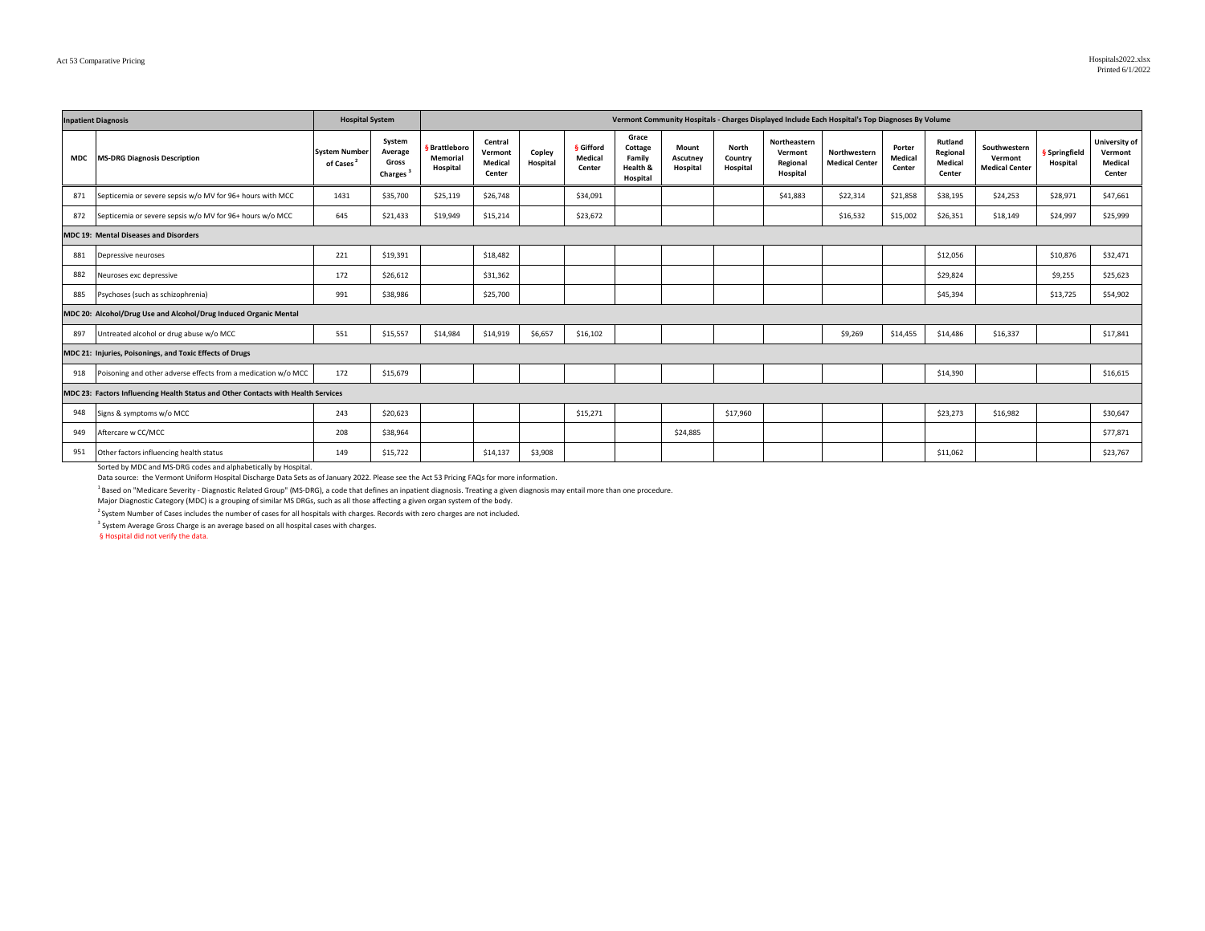| Inpatient Diagnosis | | Hospital System | | Vermont Community Hospitals - Charges Displayed Include Each Hospital's Top Diagnoses By Volume | | | | | | | | | | | | | |
|---|---|---|---|---|---|---|---|---|---|---|---|---|---|---|---|---|---|
| MDC | MS-DRG Diagnosis Description | System Number of Cases [2] | System Average Gross Charges [3] | § Brattleboro Memorial Hospital | Central Vermont Medical Center | Copley Hospital | § Gifford Medical Center | Grace Cottage Family Health & Hospital | Mount Ascutney Hospital | North Country Hospital | Northeastern Vermont Regional Hospital | Northwestern Medical Center | Porter Medical Center | Rutland Regional Medical Center | Southwestern Vermont Medical Center | § Springfield Hospital | University of Vermont Medical Center |
| 871 | Septicemia or severe sepsis w/o MV for 96+ hours with MCC | 1431 | $35,700 | $25,119 | $26,748 | | $34,091 | | | | $41,883 | $22,314 | $21,858 | $38,195 | $24,253 | $28,971 | $47,661 |
| 872 | Septicemia or severe sepsis w/o MV for 96+ hours w/o MCC | 645 | $21,433 | $19,949 | $15,214 | | $23,672 | | | | | $16,532 | $15,002 | $26,351 | $18,149 | $24,997 | $25,999 |
| **MDC 19: Mental Diseases and Disorders** | | | | | | | | | | | | | | | | | |
| 881 | Depressive neuroses | 221 | $19,391 | | $18,482 | | | | | | | | | $12,056 | | $10,876 | $32,471 |
| 882 | Neuroses exc depressive | 172 | $26,612 | | $31,362 | | | | | | | | | $29,824 | | $9,255 | $25,623 |
| 885 | Psychoses (such as schizophrenia) | 991 | $38,986 | | $25,700 | | | | | | | | | $45,394 | | $13,725 | $54,902 |
| **MDC 20: Alcohol/Drug Use and Alcohol/Drug Induced Organic Mental** | | | | | | | | | | | | | | | | | |
| 897 | Untreated alcohol or drug abuse w/o MCC | 551 | $15,557 | $14,984 | $14,919 | $6,657 | $16,102 | | | | | $9,269 | $14,455 | $14,486 | $16,337 | | $17,841 |
| **MDC 21: Injuries, Poisonings, and Toxic Effects of Drugs** | | | | | | | | | | | | | | | | | |
| 918 | Poisoning and other adverse effects from a medication w/o MCC | 172 | $15,679 | | | | | | | | | | | $14,390 | | | $16,615 |
| **MDC 23: Factors Influencing Health Status and Other Contacts with Health Services** | | | | | | | | | | | | | | | | | |
| 948 | Signs & symptoms w/o MCC | 243 | $20,623 | | | | $15,271 | | | $17,960 | | | | $23,273 | $16,982 | | $30,647 |
| 949 | Aftercare w CC/MCC | 208 | $38,964 | | | | | | $24,885 | | | | | | | | $77,871 |
| 951 | Other factors influencing health status | 149 | $15,722 | | $14,137 | $3,908 | | | | | | | | $11,062 | | | $23,767 |

Sorted by MDC and MS-DRG codes and alphabetically by Hospital.

Data source: the Vermont Uniform Hospital Discharge Data Sets as of January 2022. Please see the Act 53 Pricing FAQs for more information.

[1] Based on "Medicare Severity - Diagnostic Related Group" (MS-DRG), a code that defines an inpatient diagnosis. Treating a given diagnosis may entail more than one procedure.

Major Diagnostic Category (MDC) is a grouping of similar MS DRGs, such as all those affecting a given organ system of the body.

[2] System Number of Cases includes the number of cases for all hospitals with charges. Records with zero charges are not included.

[3] System Average Gross Charge is an average based on all hospital cases with charges.

§ Hospital did not verify the data.